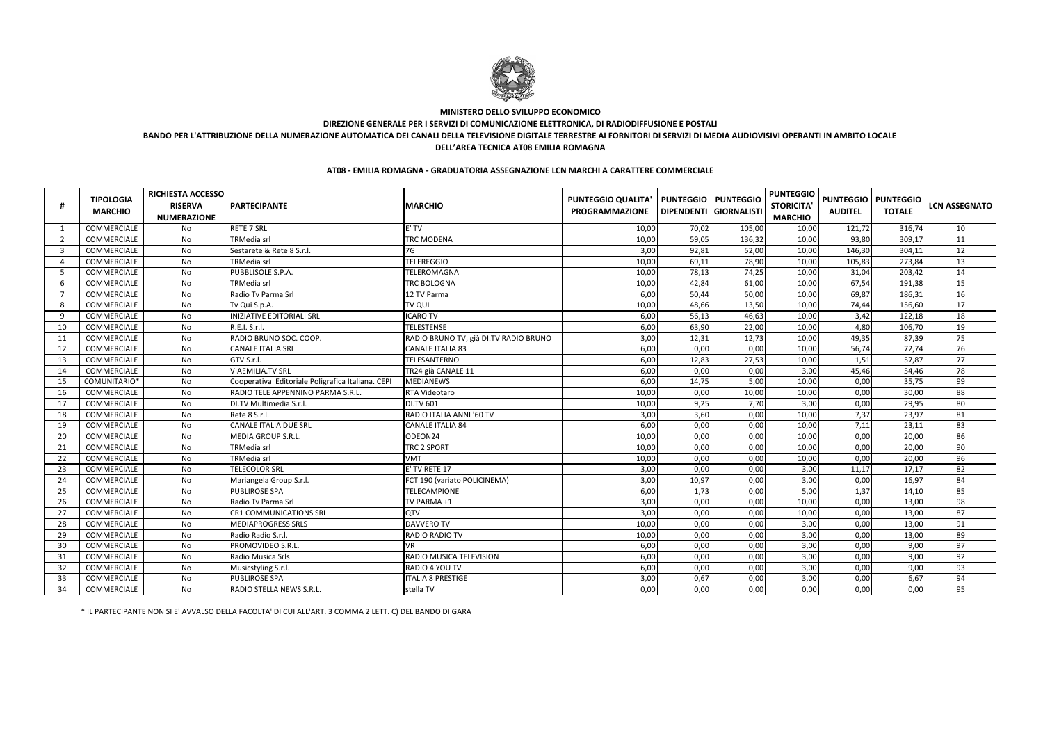**MINISTERO DELLO SVILUPPO ECONOMICO**

**DIREZIONE GENERALE PER I SERVIZI DI COMUNICAZIONE ELETTRONICA, DI RADIODIFFUSIONE E POSTALI**

**BANDO PER L'ATTRIBUZIONE DELLA NUMERAZIONE AUTOMATICA DEI CANALI DELLA TELEVISIONE DIGITALE TERRESTRE AI FORNITORI DI SERVIZI DI MEDIA AUDIOVISIVI OPERANTI IN AMBITO LOCALE DELL'AREA TECNICA AT08 EMILIA ROMAGNA**

**AT08 - EMILIA ROMAGNA - GRADUATORIA ASSEGNAZIONE LCN MARCHI A CARATTERE COMMERCIALE**

| # | TIPOLOGIA MARCHIO | RICHIESTA ACCESSO RISERVA NUMERAZIONE | PARTECIPANTE | MARCHIO | PUNTEGGIO QUALITA' PROGRAMMAZIONE | PUNTEGGIO DIPENDENTI | PUNTEGGIO GIORNALISTI | PUNTEGGIO STORICITA' MARCHIO | PUNTEGGIO AUDITEL | PUNTEGGIO TOTALE | LCN ASSEGNATO |
|---|---|---|---|---|---|---|---|---|---|---|---|
| 1 | COMMERCIALE | No | RETE 7 SRL | E' TV | 10,00 | 70,02 | 105,00 | 10,00 | 121,72 | 316,74 | 10 |
| 2 | COMMERCIALE | No | TRMedia srl | TRC MODENA | 10,00 | 59,05 | 136,32 | 10,00 | 93,80 | 309,17 | 11 |
| 3 | COMMERCIALE | No | Sestarete & Rete 8 S.r.l. | 7G | 3,00 | 92,81 | 52,00 | 10,00 | 146,30 | 304,11 | 12 |
| 4 | COMMERCIALE | No | TRMedia srl | TELEREGGIO | 10,00 | 69,11 | 78,90 | 10,00 | 105,83 | 273,84 | 13 |
| 5 | COMMERCIALE | No | PUBBLISOLE S.P.A. | TELEROMAGNA | 10,00 | 78,13 | 74,25 | 10,00 | 31,04 | 203,42 | 14 |
| 6 | COMMERCIALE | No | TRMedia srl | TRC BOLOGNA | 10,00 | 42,84 | 61,00 | 10,00 | 67,54 | 191,38 | 15 |
| 7 | COMMERCIALE | No | Radio Tv Parma Srl | 12 TV Parma | 6,00 | 50,44 | 50,00 | 10,00 | 69,87 | 186,31 | 16 |
| 8 | COMMERCIALE | No | Tv Qui S.p.A. | TV QUI | 10,00 | 48,66 | 13,50 | 10,00 | 74,44 | 156,60 | 17 |
| 9 | COMMERCIALE | No | INIZIATIVE EDITORIALI SRL | ICARO TV | 6,00 | 56,13 | 46,63 | 10,00 | 3,42 | 122,18 | 18 |
| 10 | COMMERCIALE | No | R.E.I. S.r.l. | TELESTENSE | 6,00 | 63,90 | 22,00 | 10,00 | 4,80 | 106,70 | 19 |
| 11 | COMMERCIALE | No | RADIO BRUNO SOC. COOP. | RADIO BRUNO TV, già DI.TV RADIO BRUNO | 3,00 | 12,31 | 12,73 | 10,00 | 49,35 | 87,39 | 75 |
| 12 | COMMERCIALE | No | CANALE ITALIA SRL | CANALE ITALIA 83 | 6,00 | 0,00 | 0,00 | 10,00 | 56,74 | 72,74 | 76 |
| 13 | COMMERCIALE | No | GTV S.r.l. | TELESANTERNO | 6,00 | 12,83 | 27,53 | 10,00 | 1,51 | 57,87 | 77 |
| 14 | COMMERCIALE | No | VIAEMILIA.TV SRL | TR24 già CANALE 11 | 6,00 | 0,00 | 0,00 | 3,00 | 45,46 | 54,46 | 78 |
| 15 | COMUNITARIO* | No | Cooperativa Editoriale Poligrafica Italiana. CEPI | MEDIANEWS | 6,00 | 14,75 | 5,00 | 10,00 | 0,00 | 35,75 | 99 |
| 16 | COMMERCIALE | No | RADIO TELE APPENNINO PARMA S.R.L. | RTA Videotaro | 10,00 | 0,00 | 10,00 | 10,00 | 0,00 | 30,00 | 88 |
| 17 | COMMERCIALE | No | DI.TV Multimedia S.r.l. | DI.TV 601 | 10,00 | 9,25 | 7,70 | 3,00 | 0,00 | 29,95 | 80 |
| 18 | COMMERCIALE | No | Rete 8 S.r.l. | RADIO ITALIA ANNI '60 TV | 3,00 | 3,60 | 0,00 | 10,00 | 7,37 | 23,97 | 81 |
| 19 | COMMERCIALE | No | CANALE ITALIA DUE SRL | CANALE ITALIA 84 | 6,00 | 0,00 | 0,00 | 10,00 | 7,11 | 23,11 | 83 |
| 20 | COMMERCIALE | No | MEDIA GROUP S.R.L. | ODEON24 | 10,00 | 0,00 | 0,00 | 10,00 | 0,00 | 20,00 | 86 |
| 21 | COMMERCIALE | No | TRMedia srl | TRC 2 SPORT | 10,00 | 0,00 | 0,00 | 10,00 | 0,00 | 20,00 | 90 |
| 22 | COMMERCIALE | No | TRMedia srl | VMT | 10,00 | 0,00 | 0,00 | 10,00 | 0,00 | 20,00 | 96 |
| 23 | COMMERCIALE | No | TELECOLOR SRL | E' TV RETE 17 | 3,00 | 0,00 | 0,00 | 3,00 | 11,17 | 17,17 | 82 |
| 24 | COMMERCIALE | No | Mariangela Group S.r.l. | FCT 190 (variato POLICINEMA) | 3,00 | 10,97 | 0,00 | 3,00 | 0,00 | 16,97 | 84 |
| 25 | COMMERCIALE | No | PUBLIROSE SPA | TELECAMPIONE | 6,00 | 1,73 | 0,00 | 5,00 | 1,37 | 14,10 | 85 |
| 26 | COMMERCIALE | No | Radio Tv Parma Srl | TV PARMA +1 | 3,00 | 0,00 | 0,00 | 10,00 | 0,00 | 13,00 | 98 |
| 27 | COMMERCIALE | No | CR1 COMMUNICATIONS SRL | QTV | 3,00 | 0,00 | 0,00 | 10,00 | 0,00 | 13,00 | 87 |
| 28 | COMMERCIALE | No | MEDIAPROGRESS SRLS | DAVVERO TV | 10,00 | 0,00 | 0,00 | 3,00 | 0,00 | 13,00 | 91 |
| 29 | COMMERCIALE | No | Radio Radio S.r.l. | RADIO RADIO TV | 10,00 | 0,00 | 0,00 | 3,00 | 0,00 | 13,00 | 89 |
| 30 | COMMERCIALE | No | PROMOVIDEO S.R.L. | VR | 6,00 | 0,00 | 0,00 | 3,00 | 0,00 | 9,00 | 97 |
| 31 | COMMERCIALE | No | Radio Musica Srls | RADIO MUSICA TELEVISION | 6,00 | 0,00 | 0,00 | 3,00 | 0,00 | 9,00 | 92 |
| 32 | COMMERCIALE | No | Musicstyling S.r.l. | RADIO 4 YOU TV | 6,00 | 0,00 | 0,00 | 3,00 | 0,00 | 9,00 | 93 |
| 33 | COMMERCIALE | No | PUBLIROSE SPA | ITALIA 8 PRESTIGE | 3,00 | 0,67 | 0,00 | 3,00 | 0,00 | 6,67 | 94 |
| 34 | COMMERCIALE | No | RADIO STELLA NEWS S.R.L. | stella TV | 0,00 | 0,00 | 0,00 | 0,00 | 0,00 | 0,00 | 95 |

* IL PARTECIPANTE NON SI E' AVVALSO DELLA FACOLTA' DI CUI ALL'ART. 3 COMMA 2 LETT. C) DEL BANDO DI GARA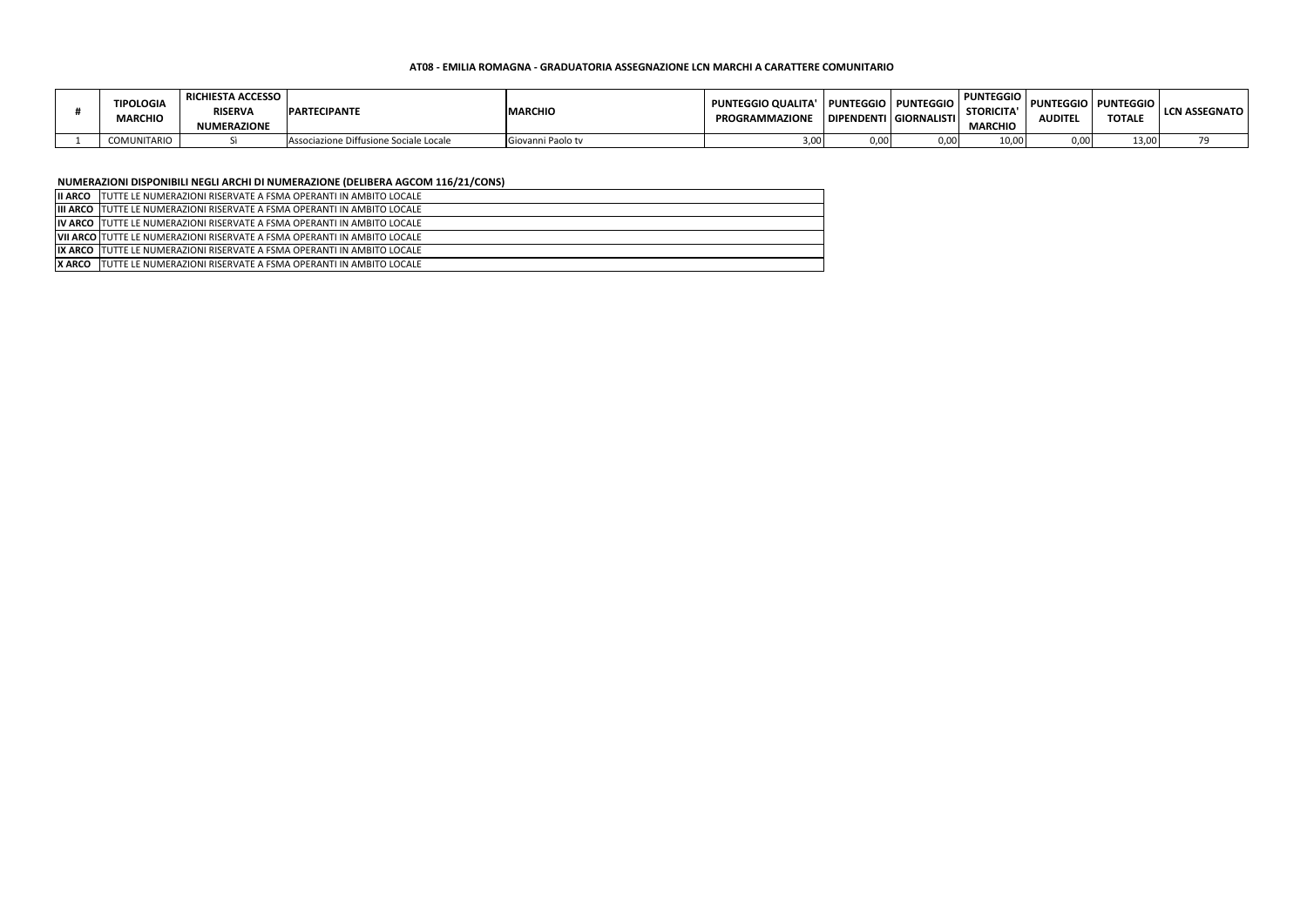### AT08 - EMILIA ROMAGNA - GRADUATORIA ASSEGNAZIONE LCN MARCHI A CARATTERE COMUNITARIO

| # | TIPOLOGIA MARCHIO | RICHIESTA ACCESSO RISERVA NUMERAZIONE | PARTECIPANTE | MARCHIO | PUNTEGGIO QUALITA' PROGRAMMAZIONE | PUNTEGGIO DIPENDENTI | PUNTEGGIO GIORNALISTI | PUNTEGGIO STORICITA' MARCHIO | PUNTEGGIO AUDITEL | PUNTEGGIO TOTALE | LCN ASSEGNATO |
|---|---|---|---|---|---|---|---|---|---|---|---|
| 1 | COMUNITARIO | Sì | Associazione Diffusione Sociale Locale | Giovanni Paolo tv | 3,00 | 0,00 | 0,00 | 10,00 | 0,00 | 13,00 | 79 |

**NUMERAZIONI DISPONIBILI NEGLI ARCHI DI NUMERAZIONE (DELIBERA AGCOM 116/21/CONS)**

| | |
|---|---|
| **II ARCO** | TUTTE LE NUMERAZIONI RISERVATE A FSMA OPERANTI IN AMBITO LOCALE |
| **III ARCO** | TUTTE LE NUMERAZIONI RISERVATE A FSMA OPERANTI IN AMBITO LOCALE |
| **IV ARCO** | TUTTE LE NUMERAZIONI RISERVATE A FSMA OPERANTI IN AMBITO LOCALE |
| **VII ARCO** | TUTTE LE NUMERAZIONI RISERVATE A FSMA OPERANTI IN AMBITO LOCALE |
| **IX ARCO** | TUTTE LE NUMERAZIONI RISERVATE A FSMA OPERANTI IN AMBITO LOCALE |
| **X ARCO** | TUTTE LE NUMERAZIONI RISERVATE A FSMA OPERANTI IN AMBITO LOCALE |